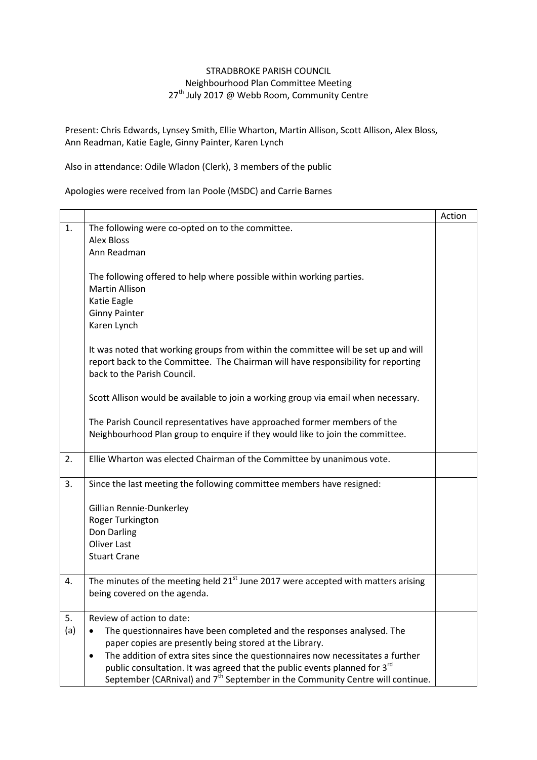STRADBROKE PARISH COUNCIL
Neighbourhood Plan Committee Meeting
27th July 2017 @ Webb Room, Community Centre

Present: Chris Edwards, Lynsey Smith, Ellie Wharton, Martin Allison, Scott Allison, Alex Bloss, Ann Readman, Katie Eagle, Ginny Painter, Karen Lynch

Also in attendance: Odile Wladon (Clerk), 3 members of the public

Apologies were received from Ian Poole (MSDC) and Carrie Barnes

| | | Action |
|---|---|---|
| 1. | The following were co-opted on to the committee.<br>Alex Bloss<br>Ann Readman<br><br>The following offered to help where possible within working parties.<br>Martin Allison<br>Katie Eagle<br>Ginny Painter<br>Karen Lynch<br><br>It was noted that working groups from within the committee will be set up and will report back to the Committee. The Chairman will have responsibility for reporting back to the Parish Council.<br><br>Scott Allison would be available to join a working group via email when necessary.<br><br>The Parish Council representatives have approached former members of the Neighbourhood Plan group to enquire if they would like to join the committee. | |
| 2. | Ellie Wharton was elected Chairman of the Committee by unanimous vote. | |
| 3. | Since the last meeting the following committee members have resigned:<br><br>Gillian Rennie-Dunkerley<br>Roger Turkington<br>Don Darling<br>Oliver Last<br>Stuart Crane | |
| 4. | The minutes of the meeting held 21st June 2017 were accepted with matters arising being covered on the agenda. | |
| 5.<br>(a) | Review of action to date:<br>• The questionnaires have been completed and the responses analysed. The paper copies are presently being stored at the Library.<br>• The addition of extra sites since the questionnaires now necessitates a further public consultation. It was agreed that the public events planned for 3rd September (CARnival) and 7th September in the Community Centre will continue. | |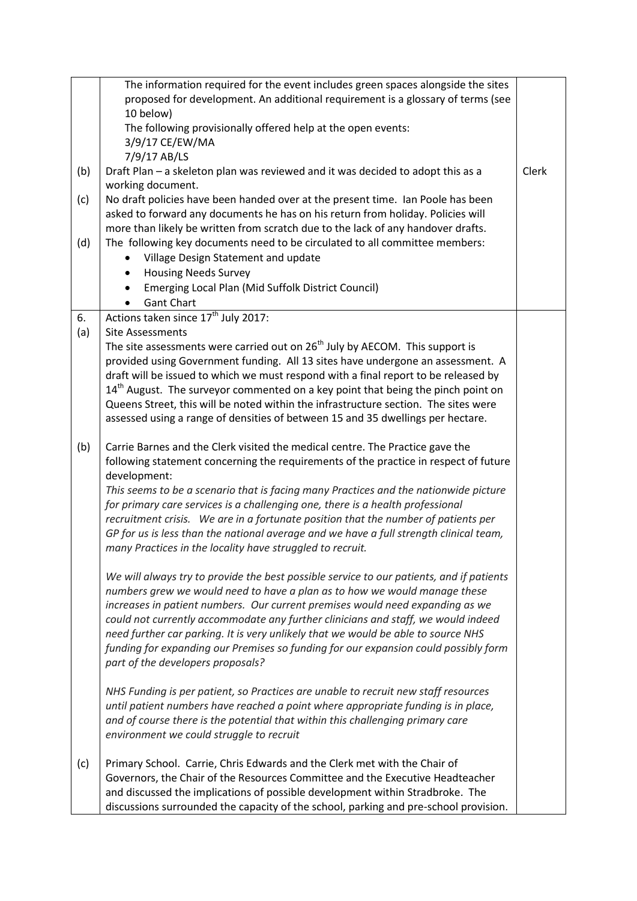| | | |
|---|---|---|
| | The information required for the event includes green spaces alongside the sites proposed for development. An additional requirement is a glossary of terms (see 10 below)<br>The following provisionally offered help at the open events:<br>3/9/17 CE/EW/MA<br>7/9/17 AB/LS | |
| (b) | Draft Plan – a skeleton plan was reviewed and it was decided to adopt this as a working document. | Clerk |
| (c) | No draft policies have been handed over at the present time. Ian Poole has been asked to forward any documents he has on his return from holiday. Policies will more than likely be written from scratch due to the lack of any handover drafts. | |
| (d) | The following key documents need to be circulated to all committee members:<br>• Village Design Statement and update<br>• Housing Needs Survey<br>• Emerging Local Plan (Mid Suffolk District Council)<br>• Gant Chart | |
| 6.<br>(a) | Actions taken since 17th July 2017:<br>Site Assessments<br>The site assessments were carried out on 26th July by AECOM. This support is provided using Government funding. All 13 sites have undergone an assessment. A draft will be issued to which we must respond with a final report to be released by 14th August. The surveyor commented on a key point that being the pinch point on Queens Street, this will be noted within the infrastructure section. The sites were assessed using a range of densities of between 15 and 35 dwellings per hectare. | |
| (b) | Carrie Barnes and the Clerk visited the medical centre. The Practice gave the following statement concerning the requirements of the practice in respect of future development:<br>*This seems to be a scenario that is facing many Practices and the nationwide picture for primary care services is a challenging one, there is a health professional recruitment crisis. We are in a fortunate position that the number of patients per GP for us is less than the national average and we have a full strength clinical team, many Practices in the locality have struggled to recruit.*<br><br>*We will always try to provide the best possible service to our patients, and if patients numbers grew we would need to have a plan as to how we would manage these increases in patient numbers. Our current premises would need expanding as we could not currently accommodate any further clinicians and staff, we would indeed need further car parking. It is very unlikely that we would be able to source NHS funding for expanding our Premises so funding for our expansion could possibly form part of the developers proposals?*<br><br>*NHS Funding is per patient, so Practices are unable to recruit new staff resources until patient numbers have reached a point where appropriate funding is in place, and of course there is the potential that within this challenging primary care environment we could struggle to recruit* | |
| (c) | Primary School. Carrie, Chris Edwards and the Clerk met with the Chair of Governors, the Chair of the Resources Committee and the Executive Headteacher and discussed the implications of possible development within Stradbroke. The discussions surrounded the capacity of the school, parking and pre-school provision. | |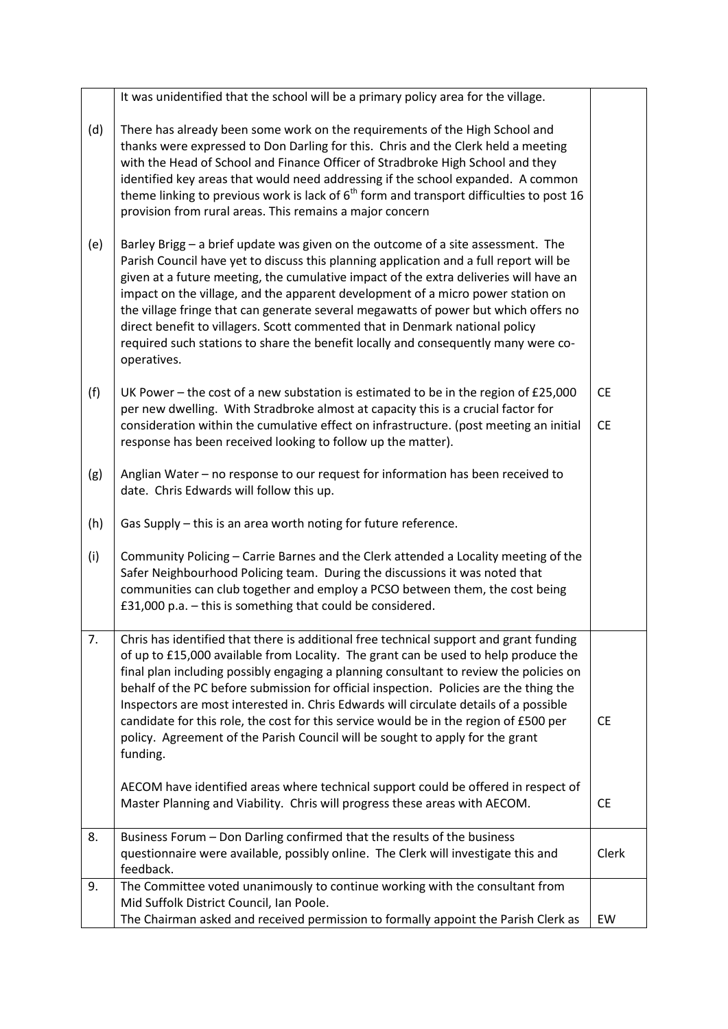| | | |
|---|---|---|
| | It was unidentified that the school will be a primary policy area for the village. | |
| (d) | There has already been some work on the requirements of the High School and thanks were expressed to Don Darling for this. Chris and the Clerk held a meeting with the Head of School and Finance Officer of Stradbroke High School and they identified key areas that would need addressing if the school expanded. A common theme linking to previous work is lack of 6th form and transport difficulties to post 16 provision from rural areas. This remains a major concern | |
| (e) | Barley Brigg – a brief update was given on the outcome of a site assessment. The Parish Council have yet to discuss this planning application and a full report will be given at a future meeting, the cumulative impact of the extra deliveries will have an impact on the village, and the apparent development of a micro power station on the village fringe that can generate several megawatts of power but which offers no direct benefit to villagers. Scott commented that in Denmark national policy required such stations to share the benefit locally and consequently many were co-operatives. | |
| (f) | UK Power – the cost of a new substation is estimated to be in the region of £25,000 per new dwelling. With Stradbroke almost at capacity this is a crucial factor for consideration within the cumulative effect on infrastructure. (post meeting an initial response has been received looking to follow up the matter). | CE<br>CE |
| (g) | Anglian Water – no response to our request for information has been received to date. Chris Edwards will follow this up. | |
| (h) | Gas Supply – this is an area worth noting for future reference. | |
| (i) | Community Policing – Carrie Barnes and the Clerk attended a Locality meeting of the Safer Neighbourhood Policing team. During the discussions it was noted that communities can club together and employ a PCSO between them, the cost being £31,000 p.a. – this is something that could be considered. | |
| 7. | Chris has identified that there is additional free technical support and grant funding of up to £15,000 available from Locality. The grant can be used to help produce the final plan including possibly engaging a planning consultant to review the policies on behalf of the PC before submission for official inspection. Policies are the thing the Inspectors are most interested in. Chris Edwards will circulate details of a possible candidate for this role, the cost for this service would be in the region of £500 per policy. Agreement of the Parish Council will be sought to apply for the grant funding.<br><br>AECOM have identified areas where technical support could be offered in respect of Master Planning and Viability. Chris will progress these areas with AECOM. | CE<br><br>CE |
| 8. | Business Forum – Don Darling confirmed that the results of the business questionnaire were available, possibly online. The Clerk will investigate this and feedback. | Clerk |
| 9. | The Committee voted unanimously to continue working with the consultant from Mid Suffolk District Council, Ian Poole.<br>The Chairman asked and received permission to formally appoint the Parish Clerk as | EW |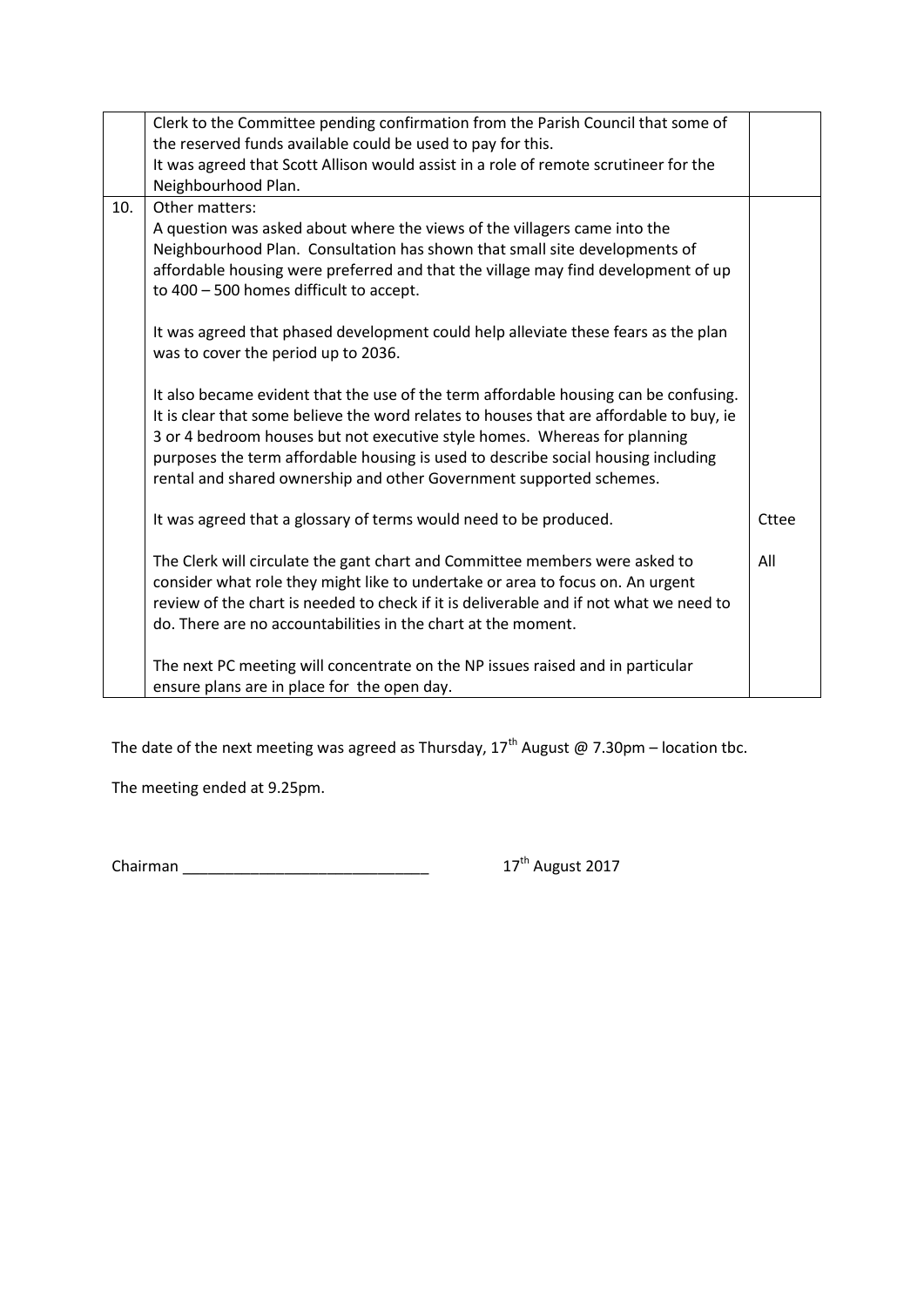| | | |
|---|---|---|
| | Clerk to the Committee pending confirmation from the Parish Council that some of the reserved funds available could be used to pay for this.<br>It was agreed that Scott Allison would assist in a role of remote scrutineer for the Neighbourhood Plan. | |
| 10. | Other matters:<br>A question was asked about where the views of the villagers came into the Neighbourhood Plan. Consultation has shown that small site developments of affordable housing were preferred and that the village may find development of up to 400 – 500 homes difficult to accept.<br><br>It was agreed that phased development could help alleviate these fears as the plan was to cover the period up to 2036.<br><br>It also became evident that the use of the term affordable housing can be confusing. It is clear that some believe the word relates to houses that are affordable to buy, ie 3 or 4 bedroom houses but not executive style homes. Whereas for planning purposes the term affordable housing is used to describe social housing including rental and shared ownership and other Government supported schemes.<br><br>It was agreed that a glossary of terms would need to be produced.<br><br>The Clerk will circulate the gant chart and Committee members were asked to consider what role they might like to undertake or area to focus on. An urgent review of the chart is needed to check if it is deliverable and if not what we need to do. There are no accountabilities in the chart at the moment.<br><br>The next PC meeting will concentrate on the NP issues raised and in particular ensure plans are in place for the open day. | Cttee<br><br>All |

The date of the next meeting was agreed as Thursday, 17th August @ 7.30pm – location tbc.

The meeting ended at 9.25pm.

Chairman _____________________________ 17th August 2017